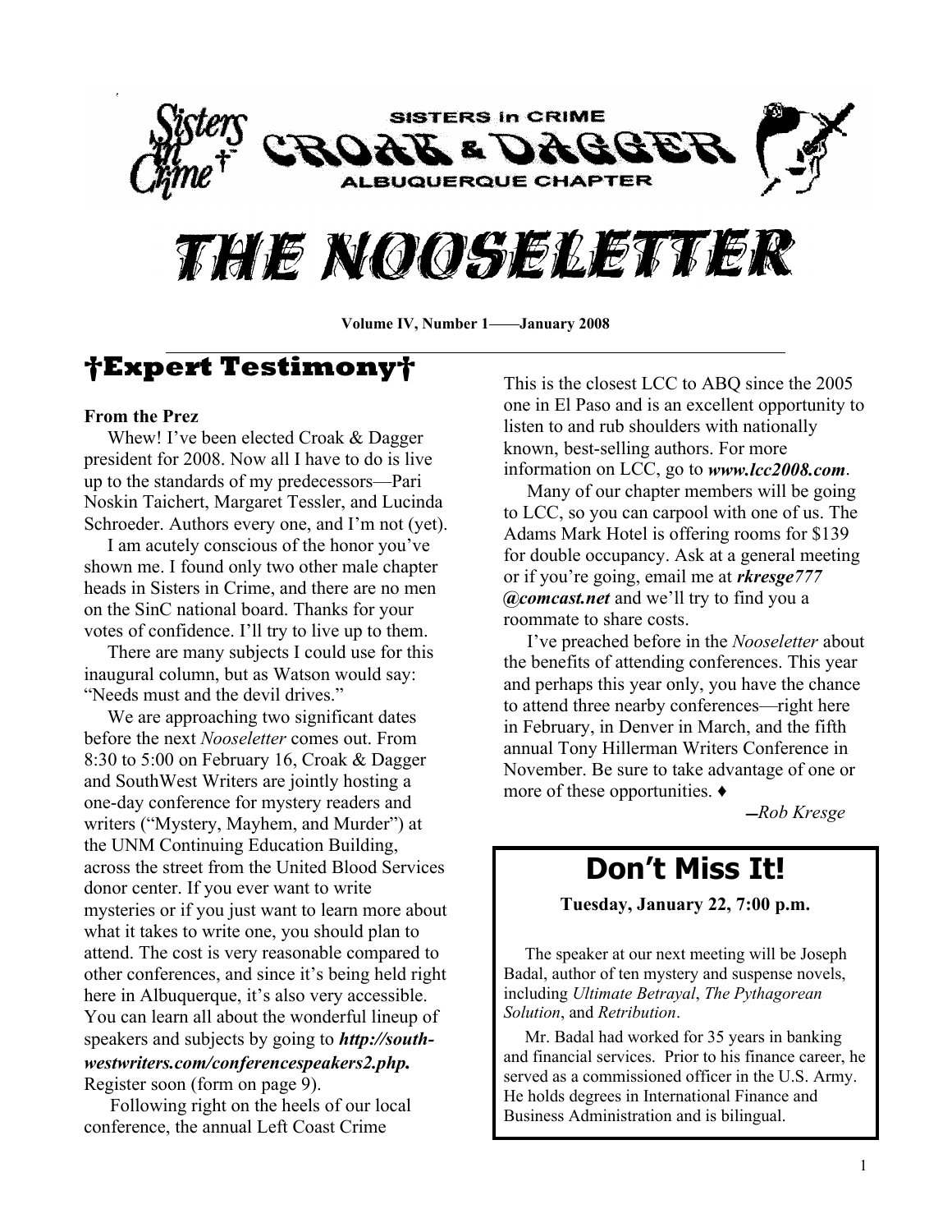SISTERS in CRIME

# CROAK & DAGGER

ALBUQUERQUE CHAPTER

# THE NOOSELETTER

**Volume IV, Number 1——January 2008**

## †Expert Testimony†

**From the Prez**

Whew! I've been elected Croak & Dagger president for 2008. Now all I have to do is live up to the standards of my predecessors—Pari Noskin Taichert, Margaret Tessler, and Lucinda Schroeder. Authors every one, and I'm not (yet).

I am acutely conscious of the honor you've shown me. I found only two other male chapter heads in Sisters in Crime, and there are no men on the SinC national board. Thanks for your votes of confidence. I'll try to live up to them.

There are many subjects I could use for this inaugural column, but as Watson would say: "Needs must and the devil drives."

We are approaching two significant dates before the next *Nooseletter* comes out. From 8:30 to 5:00 on February 16, Croak & Dagger and SouthWest Writers are jointly hosting a one-day conference for mystery readers and writers ("Mystery, Mayhem, and Murder") at the UNM Continuing Education Building, across the street from the United Blood Services donor center. If you ever want to write mysteries or if you just want to learn more about what it takes to write one, you should plan to attend. The cost is very reasonable compared to other conferences, and since it's being held right here in Albuquerque, it's also very accessible. You can learn all about the wonderful lineup of speakers and subjects by going to ***http://south-westwriters.com/conferencespeakers2.php.*** Register soon (form on page 9).

Following right on the heels of our local conference, the annual Left Coast Crime This is the closest LCC to ABQ since the 2005 one in El Paso and is an excellent opportunity to listen to and rub shoulders with nationally known, best-selling authors. For more information on LCC, go to ***www.lcc2008.com***.

Many of our chapter members will be going to LCC, so you can carpool with one of us. The Adams Mark Hotel is offering rooms for $139 for double occupancy. Ask at a general meeting or if you're going, email me at ***rkresge777 @comcast.net*** and we'll try to find you a roommate to share costs.

I've preached before in the *Nooseletter* about the benefits of attending conferences. This year and perhaps this year only, you have the chance to attend three nearby conferences—right here in February, in Denver in March, and the fifth annual Tony Hillerman Writers Conference in November. Be sure to take advantage of one or more of these opportunities. ♦

*—Rob Kresge*

## Don't Miss It!

**Tuesday, January 22, 7:00 p.m.**

The speaker at our next meeting will be Joseph Badal, author of ten mystery and suspense novels, including *Ultimate Betrayal*, *The Pythagorean Solution*, and *Retribution*.

Mr. Badal had worked for 35 years in banking and financial services. Prior to his finance career, he served as a commissioned officer in the U.S. Army. He holds degrees in International Finance and Business Administration and is bilingual.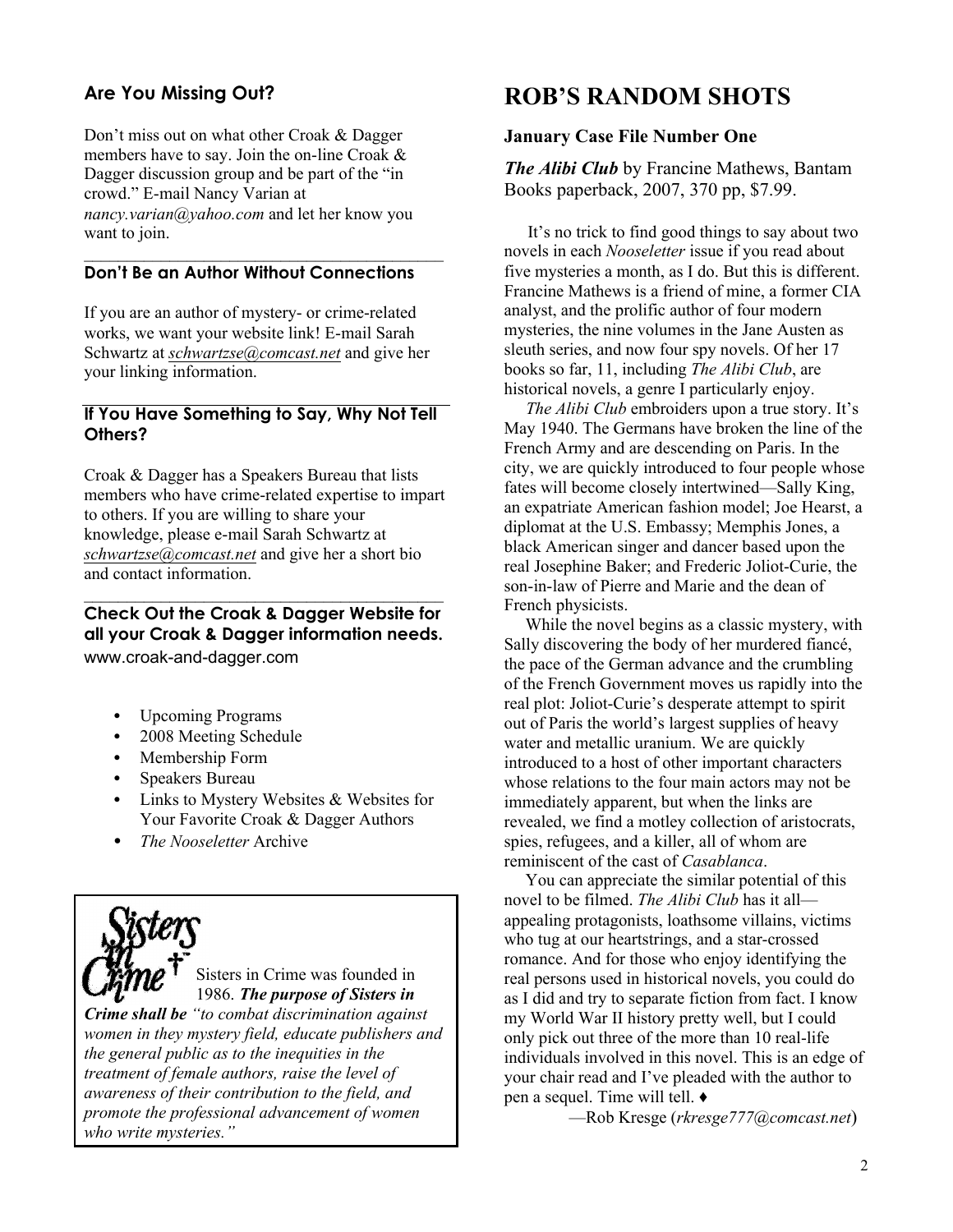## Are You Missing Out?

Don't miss out on what other Croak & Dagger members have to say. Join the on-line Croak & Dagger discussion group and be part of the "in crowd." E-mail Nancy Varian at *nancy.varian@yahoo.com* and let her know you want to join.

## Don't Be an Author Without Connections

If you are an author of mystery- or crime-related works, we want your website link! E-mail Sarah Schwartz at *schwartzse@comcast.net* and give her your linking information.

## If You Have Something to Say, Why Not Tell Others?

Croak & Dagger has a Speakers Bureau that lists members who have crime-related expertise to impart to others. If you are willing to share your knowledge, please e-mail Sarah Schwartz at *schwartzse@comcast.net* and give her a short bio and contact information.

## Check Out the Croak & Dagger Website for all your Croak & Dagger information needs.

www.croak-and-dagger.com

- Upcoming Programs
- 2008 Meeting Schedule
- Membership Form
- Speakers Bureau
- Links to Mystery Websites & Websites for Your Favorite Croak & Dagger Authors
- *The Nooseletter* Archive

Sisters in Crime was founded in 1986. ***The purpose of Sisters in Crime shall be*** *"to combat discrimination against women in they mystery field, educate publishers and the general public as to the inequities in the treatment of female authors, raise the level of awareness of their contribution to the field, and promote the professional advancement of women who write mysteries."*

# ROB'S RANDOM SHOTS

### January Case File Number One

***The Alibi Club*** by Francine Mathews, Bantam Books paperback, 2007, 370 pp, $7.99.

It's no trick to find good things to say about two novels in each *Nooseletter* issue if you read about five mysteries a month, as I do. But this is different. Francine Mathews is a friend of mine, a former CIA analyst, and the prolific author of four modern mysteries, the nine volumes in the Jane Austen as sleuth series, and now four spy novels. Of her 17 books so far, 11, including *The Alibi Club*, are historical novels, a genre I particularly enjoy.

*The Alibi Club* embroiders upon a true story. It's May 1940. The Germans have broken the line of the French Army and are descending on Paris. In the city, we are quickly introduced to four people whose fates will become closely intertwined—Sally King, an expatriate American fashion model; Joe Hearst, a diplomat at the U.S. Embassy; Memphis Jones, a black American singer and dancer based upon the real Josephine Baker; and Frederic Joliot-Curie, the son-in-law of Pierre and Marie and the dean of French physicists.

While the novel begins as a classic mystery, with Sally discovering the body of her murdered fiancé, the pace of the German advance and the crumbling of the French Government moves us rapidly into the real plot: Joliot-Curie's desperate attempt to spirit out of Paris the world's largest supplies of heavy water and metallic uranium. We are quickly introduced to a host of other important characters whose relations to the four main actors may not be immediately apparent, but when the links are revealed, we find a motley collection of aristocrats, spies, refugees, and a killer, all of whom are reminiscent of the cast of *Casablanca*.

You can appreciate the similar potential of this novel to be filmed. *The Alibi Club* has it all—appealing protagonists, loathsome villains, victims who tug at our heartstrings, and a star-crossed romance. And for those who enjoy identifying the real persons used in historical novels, you could do as I did and try to separate fiction from fact. I know my World War II history pretty well, but I could only pick out three of the more than 10 real-life individuals involved in this novel. This is an edge of your chair read and I've pleaded with the author to pen a sequel. Time will tell. ♦

—Rob Kresge (*rkresge777@comcast.net*)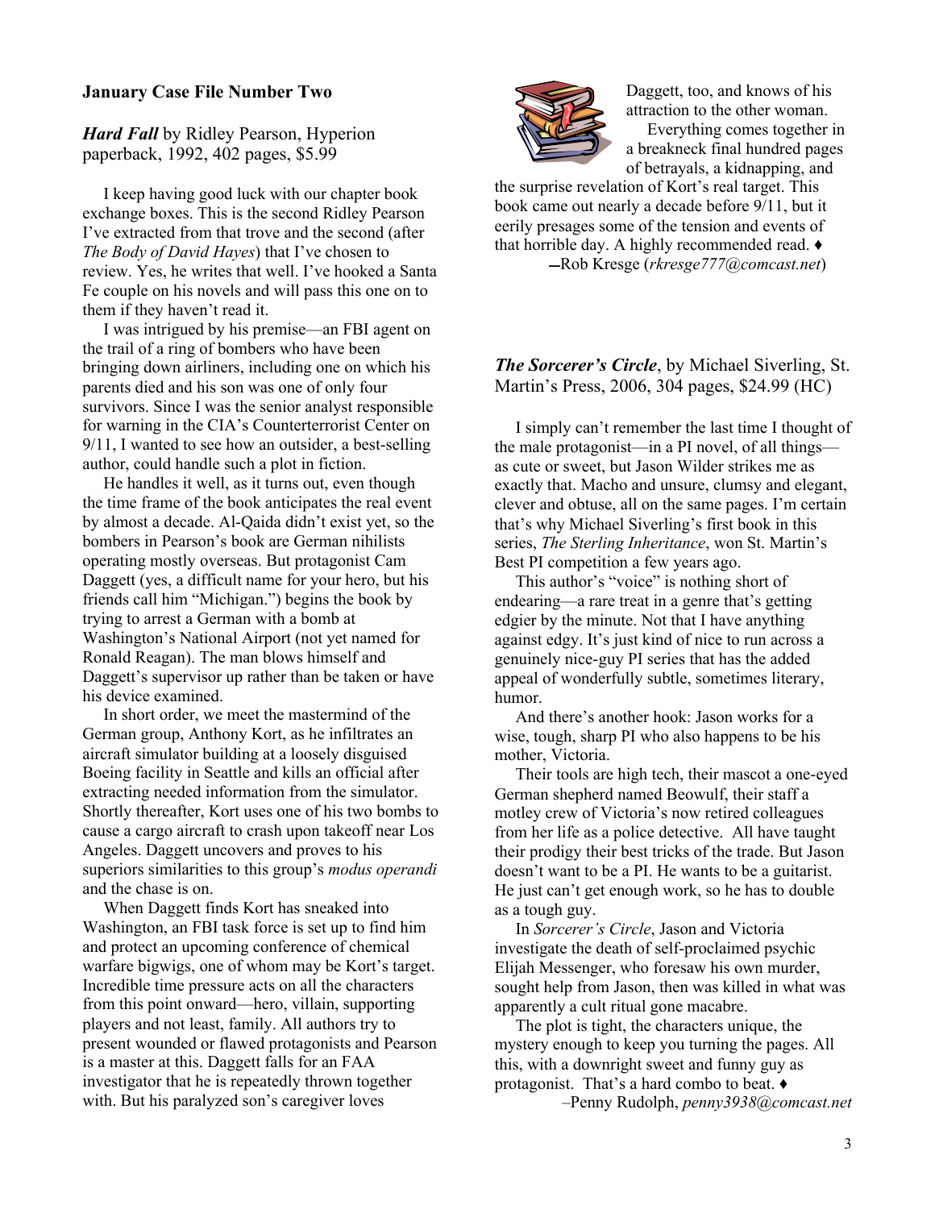## January Case File Number Two

***Hard Fall*** by Ridley Pearson, Hyperion paperback, 1992, 402 pages, $5.99

I keep having good luck with our chapter book exchange boxes. This is the second Ridley Pearson I've extracted from that trove and the second (after *The Body of David Hayes*) that I've chosen to review. Yes, he writes that well. I've hooked a Santa Fe couple on his novels and will pass this one on to them if they haven't read it.

I was intrigued by his premise—an FBI agent on the trail of a ring of bombers who have been bringing down airliners, including one on which his parents died and his son was one of only four survivors. Since I was the senior analyst responsible for warning in the CIA's Counterterrorist Center on 9/11, I wanted to see how an outsider, a best-selling author, could handle such a plot in fiction.

He handles it well, as it turns out, even though the time frame of the book anticipates the real event by almost a decade. Al-Qaida didn't exist yet, so the bombers in Pearson's book are German nihilists operating mostly overseas. But protagonist Cam Daggett (yes, a difficult name for your hero, but his friends call him "Michigan.") begins the book by trying to arrest a German with a bomb at Washington's National Airport (not yet named for Ronald Reagan). The man blows himself and Daggett's supervisor up rather than be taken or have his device examined.

In short order, we meet the mastermind of the German group, Anthony Kort, as he infiltrates an aircraft simulator building at a loosely disguised Boeing facility in Seattle and kills an official after extracting needed information from the simulator. Shortly thereafter, Kort uses one of his two bombs to cause a cargo aircraft to crash upon takeoff near Los Angeles. Daggett uncovers and proves to his superiors similarities to this group's *modus operandi* and the chase is on.

When Daggett finds Kort has sneaked into Washington, an FBI task force is set up to find him and protect an upcoming conference of chemical warfare bigwigs, one of whom may be Kort's target. Incredible time pressure acts on all the characters from this point onward—hero, villain, supporting players and not least, family. All authors try to present wounded or flawed protagonists and Pearson is a master at this. Daggett falls for an FAA investigator that he is repeatedly thrown together with. But his paralyzed son's caregiver loves Daggett, too, and knows of his attraction to the other woman.

Everything comes together in a breakneck final hundred pages of betrayals, a kidnapping, and the surprise revelation of Kort's real target. This book came out nearly a decade before 9/11, but it eerily presages some of the tension and events of that horrible day. A highly recommended read. ♦

—Rob Kresge (*rkresge777@comcast.net*)

***The Sorcerer's Circle***, by Michael Siverling, St. Martin's Press, 2006, 304 pages, $24.99 (HC)

I simply can't remember the last time I thought of the male protagonist—in a PI novel, of all things—as cute or sweet, but Jason Wilder strikes me as exactly that. Macho and unsure, clumsy and elegant, clever and obtuse, all on the same pages. I'm certain that's why Michael Siverling's first book in this series, *The Sterling Inheritance*, won St. Martin's Best PI competition a few years ago.

This author's "voice" is nothing short of endearing—a rare treat in a genre that's getting edgier by the minute. Not that I have anything against edgy. It's just kind of nice to run across a genuinely nice-guy PI series that has the added appeal of wonderfully subtle, sometimes literary, humor.

And there's another hook: Jason works for a wise, tough, sharp PI who also happens to be his mother, Victoria.

Their tools are high tech, their mascot a one-eyed German shepherd named Beowulf, their staff a motley crew of Victoria's now retired colleagues from her life as a police detective. All have taught their prodigy their best tricks of the trade. But Jason doesn't want to be a PI. He wants to be a guitarist. He just can't get enough work, so he has to double as a tough guy.

In *Sorcerer's Circle*, Jason and Victoria investigate the death of self-proclaimed psychic Elijah Messenger, who foresaw his own murder, sought help from Jason, then was killed in what was apparently a cult ritual gone macabre.

The plot is tight, the characters unique, the mystery enough to keep you turning the pages. All this, with a downright sweet and funny guy as protagonist. That's a hard combo to beat. ♦

–Penny Rudolph, *penny3938@comcast.net*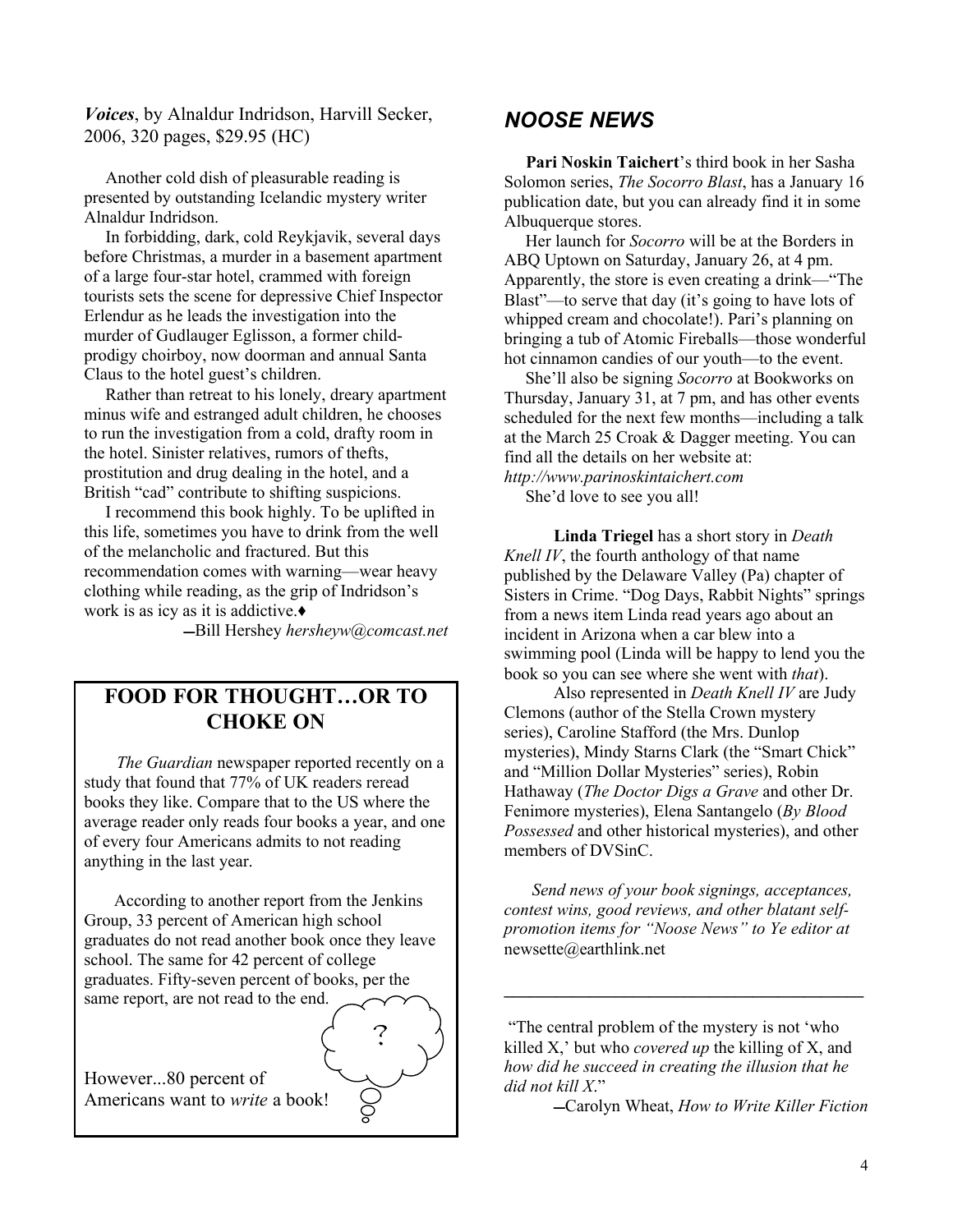***Voices***, by Alnaldur Indridson, Harvill Secker, 2006, 320 pages, $29.95 (HC)

Another cold dish of pleasurable reading is presented by outstanding Icelandic mystery writer Alnaldur Indridson.

In forbidding, dark, cold Reykjavik, several days before Christmas, a murder in a basement apartment of a large four-star hotel, crammed with foreign tourists sets the scene for depressive Chief Inspector Erlendur as he leads the investigation into the murder of Gudlauger Eglisson, a former child-prodigy choirboy, now doorman and annual Santa Claus to the hotel guest's children.

Rather than retreat to his lonely, dreary apartment minus wife and estranged adult children, he chooses to run the investigation from a cold, drafty room in the hotel. Sinister relatives, rumors of thefts, prostitution and drug dealing in the hotel, and a British "cad" contribute to shifting suspicions.

I recommend this book highly. To be uplifted in this life, sometimes you have to drink from the well of the melancholic and fractured. But this recommendation comes with warning—wear heavy clothing while reading, as the grip of Indridson's work is as icy as it is addictive.♦

—Bill Hershey *hersheyw@comcast.net*

## FOOD FOR THOUGHT…OR TO CHOKE ON

*The Guardian* newspaper reported recently on a study that found that 77% of UK readers reread books they like. Compare that to the US where the average reader only reads four books a year, and one of every four Americans admits to not reading anything in the last year.

According to another report from the Jenkins Group, 33 percent of American high school graduates do not read another book once they leave school. The same for 42 percent of college graduates. Fifty-seven percent of books, per the same report, are not read to the end.

However...80 percent of Americans want to *write* a book!

## *NOOSE NEWS*

**Pari Noskin Taichert**'s third book in her Sasha Solomon series, *The Socorro Blast*, has a January 16 publication date, but you can already find it in some Albuquerque stores.

Her launch for *Socorro* will be at the Borders in ABQ Uptown on Saturday, January 26, at 4 pm. Apparently, the store is even creating a drink—"The Blast"—to serve that day (it's going to have lots of whipped cream and chocolate!). Pari's planning on bringing a tub of Atomic Fireballs—those wonderful hot cinnamon candies of our youth—to the event.

She'll also be signing *Socorro* at Bookworks on Thursday, January 31, at 7 pm, and has other events scheduled for the next few months—including a talk at the March 25 Croak & Dagger meeting. You can find all the details on her website at: *http://www.parinoskintaichert.com*

She'd love to see you all!

**Linda Triegel** has a short story in *Death Knell IV*, the fourth anthology of that name published by the Delaware Valley (Pa) chapter of Sisters in Crime. "Dog Days, Rabbit Nights" springs from a news item Linda read years ago about an incident in Arizona when a car blew into a swimming pool (Linda will be happy to lend you the book so you can see where she went with *that*).

Also represented in *Death Knell IV* are Judy Clemons (author of the Stella Crown mystery series), Caroline Stafford (the Mrs. Dunlop mysteries), Mindy Starns Clark (the "Smart Chick" and "Million Dollar Mysteries" series), Robin Hathaway (*The Doctor Digs a Grave* and other Dr. Fenimore mysteries), Elena Santangelo (*By Blood Possessed* and other historical mysteries), and other members of DVSinC.

*Send news of your book signings, acceptances, contest wins, good reviews, and other blatant self-promotion items for "Noose News" to Ye editor at* newsette@earthlink.net

---

"The central problem of the mystery is not 'who killed X,' but who *covered up* the killing of X, and *how did he succeed in creating the illusion that he did not kill X*."

—Carolyn Wheat, *How to Write Killer Fiction*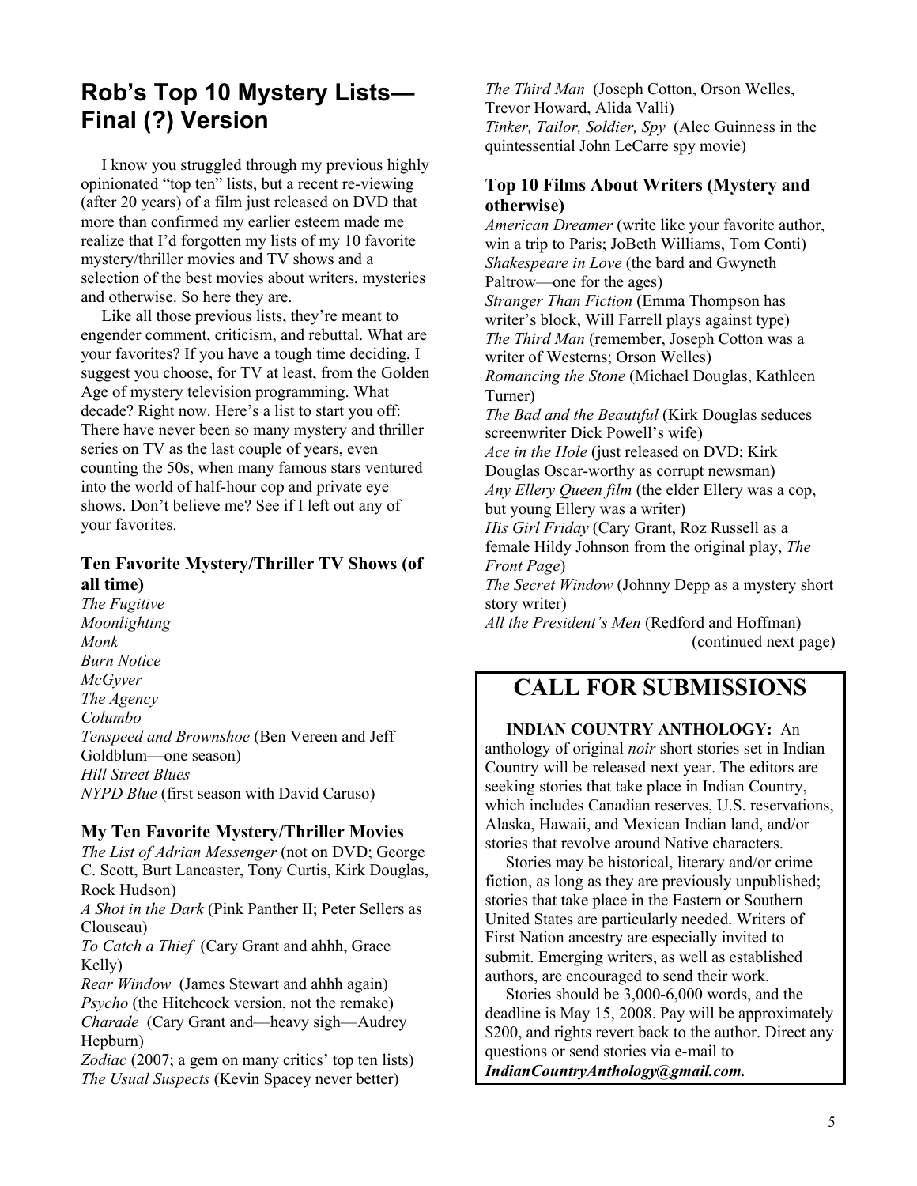## Rob's Top 10 Mystery Lists—Final (?) Version

I know you struggled through my previous highly opinionated "top ten" lists, but a recent re-viewing (after 20 years) of a film just released on DVD that more than confirmed my earlier esteem made me realize that I'd forgotten my lists of my 10 favorite mystery/thriller movies and TV shows and a selection of the best movies about writers, mysteries and otherwise. So here they are.

Like all those previous lists, they're meant to engender comment, criticism, and rebuttal. What are your favorites? If you have a tough time deciding, I suggest you choose, for TV at least, from the Golden Age of mystery television programming. What decade? Right now. Here's a list to start you off: There have never been so many mystery and thriller series on TV as the last couple of years, even counting the 50s, when many famous stars ventured into the world of half-hour cop and private eye shows. Don't believe me? See if I left out any of your favorites.

### Ten Favorite Mystery/Thriller TV Shows (of all time)

*The Fugitive*
*Moonlighting*
*Monk*
*Burn Notice*
*McGyver*
*The Agency*
*Columbo*
*Tenspeed and Brownshoe* (Ben Vereen and Jeff Goldblum—one season)
*Hill Street Blues*
*NYPD Blue* (first season with David Caruso)

### My Ten Favorite Mystery/Thriller Movies

*The List of Adrian Messenger* (not on DVD; George C. Scott, Burt Lancaster, Tony Curtis, Kirk Douglas, Rock Hudson)
*A Shot in the Dark* (Pink Panther II; Peter Sellers as Clouseau)
*To Catch a Thief* (Cary Grant and ahhh, Grace Kelly)
*Rear Window* (James Stewart and ahhh again)
*Psycho* (the Hitchcock version, not the remake)
*Charade* (Cary Grant and—heavy sigh—Audrey Hepburn)
*Zodiac* (2007; a gem on many critics' top ten lists)
*The Usual Suspects* (Kevin Spacey never better)
*The Third Man* (Joseph Cotton, Orson Welles, Trevor Howard, Alida Valli)
*Tinker, Tailor, Soldier, Spy* (Alec Guinness in the quintessential John LeCarre spy movie)

### Top 10 Films About Writers (Mystery and otherwise)

*American Dreamer* (write like your favorite author, win a trip to Paris; JoBeth Williams, Tom Conti)
*Shakespeare in Love* (the bard and Gwyneth Paltrow—one for the ages)
*Stranger Than Fiction* (Emma Thompson has writer's block, Will Farrell plays against type)
*The Third Man* (remember, Joseph Cotton was a writer of Westerns; Orson Welles)
*Romancing the Stone* (Michael Douglas, Kathleen Turner)
*The Bad and the Beautiful* (Kirk Douglas seduces screenwriter Dick Powell's wife)
*Ace in the Hole* (just released on DVD; Kirk Douglas Oscar-worthy as corrupt newsman)
*Any Ellery Queen film* (the elder Ellery was a cop, but young Ellery was a writer)
*His Girl Friday* (Cary Grant, Roz Russell as a female Hildy Johnson from the original play, *The Front Page*)
*The Secret Window* (Johnny Depp as a mystery short story writer)
*All the President's Men* (Redford and Hoffman)

(continued next page)

## CALL FOR SUBMISSIONS

**INDIAN COUNTRY ANTHOLOGY:** An anthology of original *noir* short stories set in Indian Country will be released next year. The editors are seeking stories that take place in Indian Country, which includes Canadian reserves, U.S. reservations, Alaska, Hawaii, and Mexican Indian land, and/or stories that revolve around Native characters.

Stories may be historical, literary and/or crime fiction, as long as they are previously unpublished; stories that take place in the Eastern or Southern United States are particularly needed. Writers of First Nation ancestry are especially invited to submit. Emerging writers, as well as established authors, are encouraged to send their work.

Stories should be 3,000-6,000 words, and the deadline is May 15, 2008. Pay will be approximately $200, and rights revert back to the author. Direct any questions or send stories via e-mail to ***IndianCountryAnthology@gmail.com.***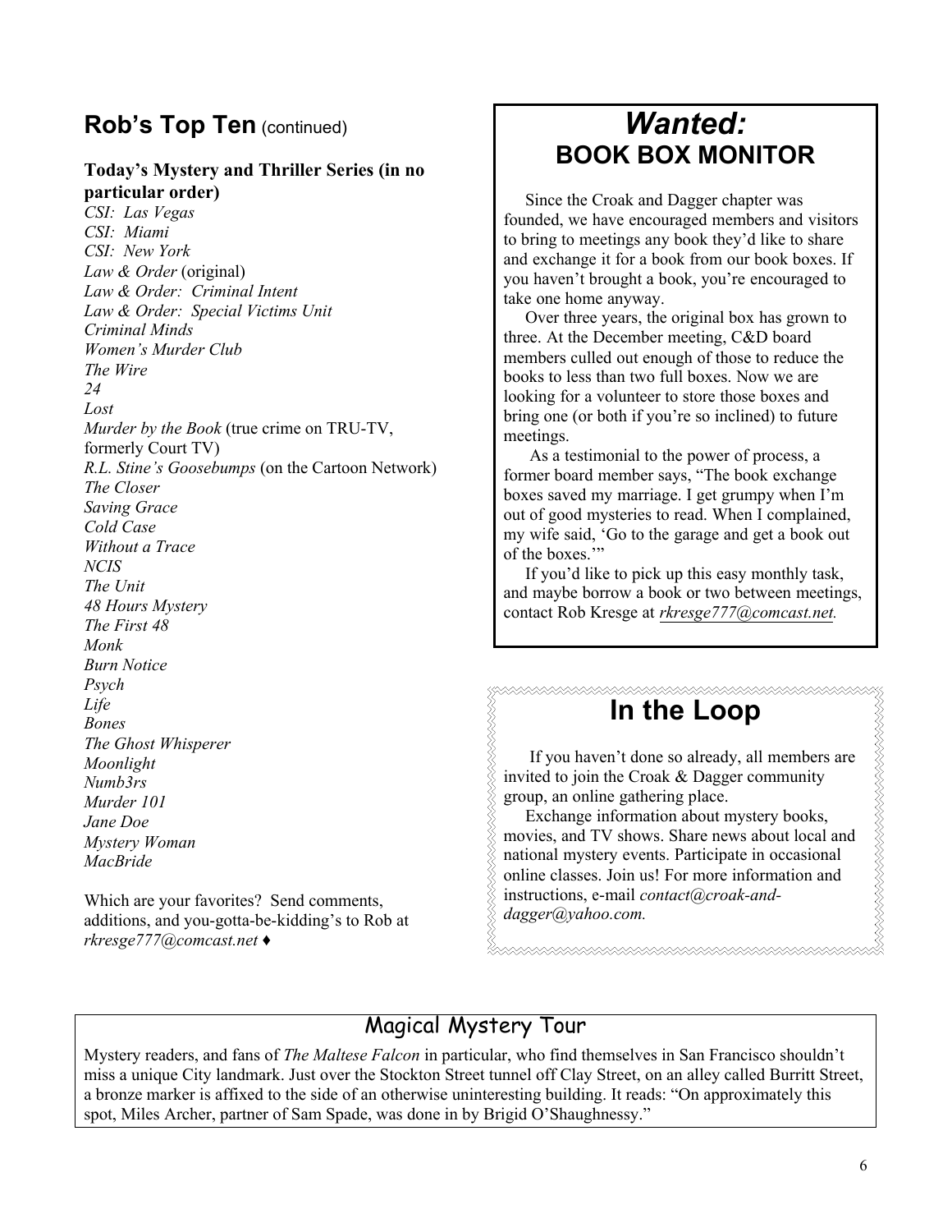## Rob's Top Ten (continued)

**Today's Mystery and Thriller Series (in no particular order)**

*CSI: Las Vegas*
*CSI: Miami*
*CSI: New York*
*Law & Order* (original)
*Law & Order: Criminal Intent*
*Law & Order: Special Victims Unit*
*Criminal Minds*
*Women's Murder Club*
*The Wire*
*24*
*Lost*
*Murder by the Book* (true crime on TRU-TV, formerly Court TV)
*R.L. Stine's Goosebumps* (on the Cartoon Network)
*The Closer*
*Saving Grace*
*Cold Case*
*Without a Trace*
*NCIS*
*The Unit*
*48 Hours Mystery*
*The First 48*
*Monk*
*Burn Notice*
*Psych*
*Life*
*Bones*
*The Ghost Whisperer*
*Moonlight*
*Numb3rs*
*Murder 101*
*Jane Doe*
*Mystery Woman*
*MacBride*

Which are your favorites? Send comments, additions, and you-gotta-be-kidding's to Rob at *rkresge777@comcast.net* ♦

# *Wanted:*
## BOOK BOX MONITOR

Since the Croak and Dagger chapter was founded, we have encouraged members and visitors to bring to meetings any book they'd like to share and exchange it for a book from our book boxes. If you haven't brought a book, you're encouraged to take one home anyway.

Over three years, the original box has grown to three. At the December meeting, C&D board members culled out enough of those to reduce the books to less than two full boxes. Now we are looking for a volunteer to store those boxes and bring one (or both if you're so inclined) to future meetings.

As a testimonial to the power of process, a former board member says, "The book exchange boxes saved my marriage. I get grumpy when I'm out of good mysteries to read. When I complained, my wife said, 'Go to the garage and get a book out of the boxes.'"

If you'd like to pick up this easy monthly task, and maybe borrow a book or two between meetings, contact Rob Kresge at *rkresge777@comcast.net.*

# In the Loop

If you haven't done so already, all members are invited to join the Croak & Dagger community group, an online gathering place.

Exchange information about mystery books, movies, and TV shows. Share news about local and national mystery events. Participate in occasional online classes. Join us! For more information and instructions, e-mail *contact@croak-and-dagger@yahoo.com.*

## Magical Mystery Tour

Mystery readers, and fans of *The Maltese Falcon* in particular, who find themselves in San Francisco shouldn't miss a unique City landmark. Just over the Stockton Street tunnel off Clay Street, on an alley called Burritt Street, a bronze marker is affixed to the side of an otherwise uninteresting building. It reads: "On approximately this spot, Miles Archer, partner of Sam Spade, was done in by Brigid O'Shaughnessy."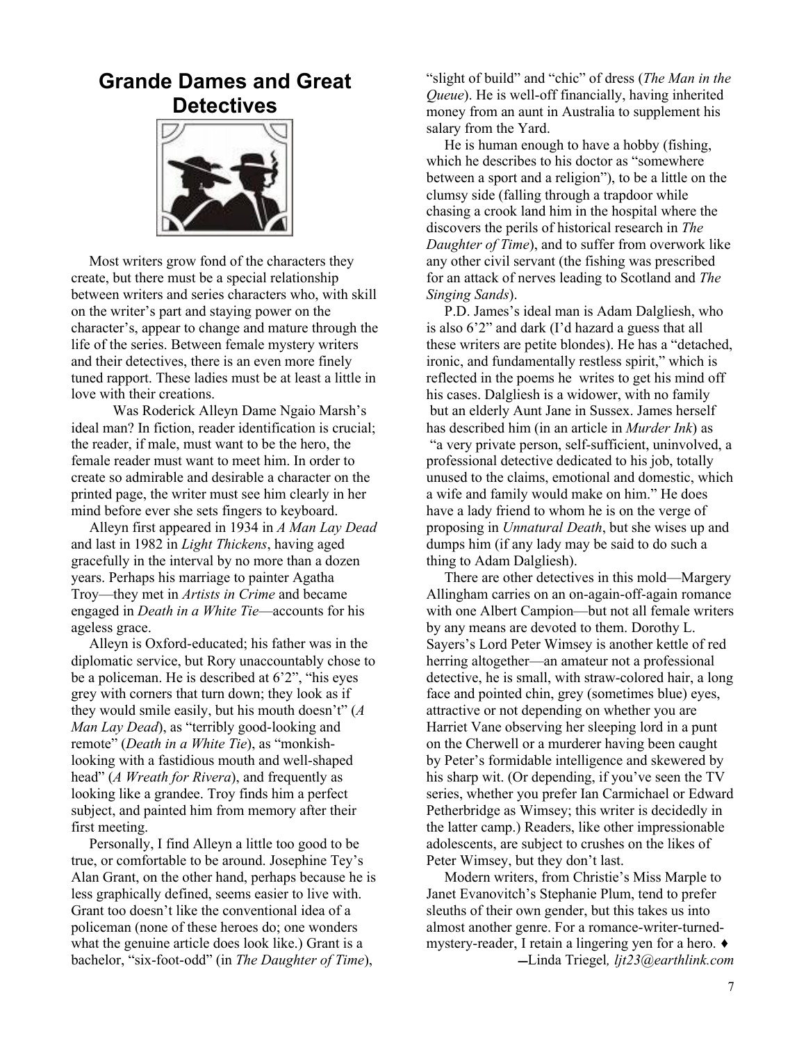# Grande Dames and Great Detectives

Most writers grow fond of the characters they create, but there must be a special relationship between writers and series characters who, with skill on the writer's part and staying power on the character's, appear to change and mature through the life of the series. Between female mystery writers and their detectives, there is an even more finely tuned rapport. These ladies must be at least a little in love with their creations.

Was Roderick Alleyn Dame Ngaio Marsh's ideal man? In fiction, reader identification is crucial; the reader, if male, must want to be the hero, the female reader must want to meet him. In order to create so admirable and desirable a character on the printed page, the writer must see him clearly in her mind before ever she sets fingers to keyboard.

Alleyn first appeared in 1934 in *A Man Lay Dead* and last in 1982 in *Light Thickens*, having aged gracefully in the interval by no more than a dozen years. Perhaps his marriage to painter Agatha Troy—they met in *Artists in Crime* and became engaged in *Death in a White Tie*—accounts for his ageless grace.

Alleyn is Oxford-educated; his father was in the diplomatic service, but Rory unaccountably chose to be a policeman. He is described at 6'2", "his eyes grey with corners that turn down; they look as if they would smile easily, but his mouth doesn't" (*A Man Lay Dead*), as "terribly good-looking and remote" (*Death in a White Tie*), as "monkish-looking with a fastidious mouth and well-shaped head" (*A Wreath for Rivera*), and frequently as looking like a grandee. Troy finds him a perfect subject, and painted him from memory after their first meeting.

Personally, I find Alleyn a little too good to be true, or comfortable to be around. Josephine Tey's Alan Grant, on the other hand, perhaps because he is less graphically defined, seems easier to live with. Grant too doesn't like the conventional idea of a policeman (none of these heroes do; one wonders what the genuine article does look like.) Grant is a bachelor, "six-foot-odd" (in *The Daughter of Time*), "slight of build" and "chic" of dress (*The Man in the Queue*). He is well-off financially, having inherited money from an aunt in Australia to supplement his salary from the Yard.

He is human enough to have a hobby (fishing, which he describes to his doctor as "somewhere between a sport and a religion"), to be a little on the clumsy side (falling through a trapdoor while chasing a crook land him in the hospital where the discovers the perils of historical research in *The Daughter of Time*), and to suffer from overwork like any other civil servant (the fishing was prescribed for an attack of nerves leading to Scotland and *The Singing Sands*).

P.D. James's ideal man is Adam Dalgliesh, who is also 6'2" and dark (I'd hazard a guess that all these writers are petite blondes). He has a "detached, ironic, and fundamentally restless spirit," which is reflected in the poems he writes to get his mind off his cases. Dalgliesh is a widower, with no family but an elderly Aunt Jane in Sussex. James herself has described him (in an article in *Murder Ink*) as "a very private person, self-sufficient, uninvolved, a professional detective dedicated to his job, totally unused to the claims, emotional and domestic, which a wife and family would make on him." He does have a lady friend to whom he is on the verge of proposing in *Unnatural Death*, but she wises up and dumps him (if any lady may be said to do such a thing to Adam Dalgliesh).

There are other detectives in this mold—Margery Allingham carries on an on-again-off-again romance with one Albert Campion—but not all female writers by any means are devoted to them. Dorothy L. Sayers's Lord Peter Wimsey is another kettle of red herring altogether—an amateur not a professional detective, he is small, with straw-colored hair, a long face and pointed chin, grey (sometimes blue) eyes, attractive or not depending on whether you are Harriet Vane observing her sleeping lord in a punt on the Cherwell or a murderer having been caught by Peter's formidable intelligence and skewered by his sharp wit. (Or depending, if you've seen the TV series, whether you prefer Ian Carmichael or Edward Petherbridge as Wimsey; this writer is decidedly in the latter camp.) Readers, like other impressionable adolescents, are subject to crushes on the likes of Peter Wimsey, but they don't last.

Modern writers, from Christie's Miss Marple to Janet Evanovitch's Stephanie Plum, tend to prefer sleuths of their own gender, but this takes us into almost another genre. For a romance-writer-turned-mystery-reader, I retain a lingering yen for a hero. ♦

—Linda Triegel, *ljt23@earthlink.com*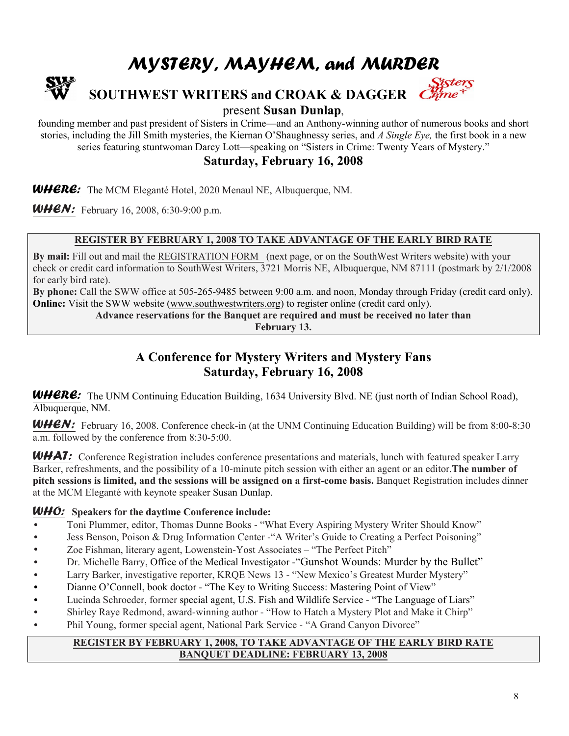# MYSTERY, MAYHEM, and MURDER

## SOUTHWEST WRITERS and CROAK & DAGGER

present **Susan Dunlap**,

founding member and past president of Sisters in Crime—and an Anthony-winning author of numerous books and short stories, including the Jill Smith mysteries, the Kiernan O'Shaughnessy series, and *A Single Eye,* the first book in a new series featuring stuntwoman Darcy Lott—speaking on "Sisters in Crime: Twenty Years of Mystery."

### Saturday, February 16, 2008

***WHERE:*** The MCM Elegante Hotel, 2020 Menaul NE, Albuquerque, NM.

***WHEN:*** February 16, 2008, 6:30-9:00 p.m.

**REGISTER BY FEBRUARY 1, 2008 TO TAKE ADVANTAGE OF THE EARLY BIRD RATE**

**By mail:** Fill out and mail the REGISTRATION FORM (next page, or on the SouthWest Writers website) with your check or credit card information to SouthWest Writers, 3721 Morris NE, Albuquerque, NM 87111 (postmark by 2/1/2008 for early bird rate).
**By phone:** Call the SWW office at 505-265-9485 between 9:00 a.m. and noon, Monday through Friday (credit card only).
**Online:** Visit the SWW website (www.southwestwriters.org) to register online (credit card only).

**Advance reservations for the Banquet are required and must be received no later than February 13.**

### A Conference for Mystery Writers and Mystery Fans
### Saturday, February 16, 2008

***WHERE:*** The UNM Continuing Education Building, 1634 University Blvd. NE (just north of Indian School Road), Albuquerque, NM.

***WHEN:*** February 16, 2008. Conference check-in (at the UNM Continuing Education Building) will be from 8:00-8:30 a.m. followed by the conference from 8:30-5:00.

***WHAT:*** Conference Registration includes conference presentations and materials, lunch with featured speaker Larry Barker, refreshments, and the possibility of a 10-minute pitch session with either an agent or an editor. **The number of pitch sessions is limited, and the sessions will be assigned on a first-come basis.** Banquet Registration includes dinner at the MCM Elegante with keynote speaker Susan Dunlap.

***WHO:*** **Speakers for the daytime Conference include:**

- Toni Plummer, editor, Thomas Dunne Books - "What Every Aspiring Mystery Writer Should Know"
- Jess Benson, Poison & Drug Information Center -"A Writer's Guide to Creating a Perfect Poisoning"
- Zoe Fishman, literary agent, Lowenstein-Yost Associates – "The Perfect Pitch"
- Dr. Michelle Barry, Office of the Medical Investigator -"Gunshot Wounds: Murder by the Bullet"
- Larry Barker, investigative reporter, KRQE News 13 - "New Mexico's Greatest Murder Mystery"
- Dianne O'Connell, book doctor - "The Key to Writing Success: Mastering Point of View"
- Lucinda Schroeder, former special agent, U.S. Fish and Wildlife Service - "The Language of Liars"
- Shirley Raye Redmond, award-winning author - "How to Hatch a Mystery Plot and Make it Chirp"
- Phil Young, former special agent, National Park Service - "A Grand Canyon Divorce"

**REGISTER BY FEBRUARY 1, 2008, TO TAKE ADVANTAGE OF THE EARLY BIRD RATE**
**BANQUET DEADLINE: FEBRUARY 13, 2008**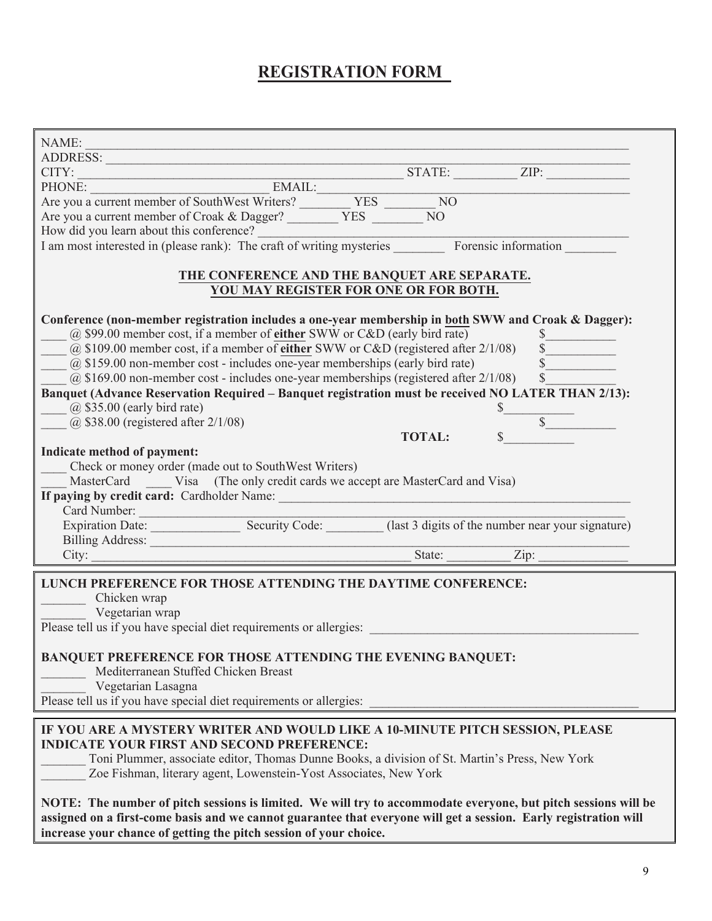# REGISTRATION FORM

NAME: ______________________________________________________________________________

ADDRESS: ___________________________________________________________________________

CITY: ___________________________________________ STATE: _________ ZIP: ____________

PHONE: ___________________________ EMAIL: _____________________________________________

Are you a current member of SouthWest Writers? ________ YES ________ NO

Are you a current member of Croak & Dagger? ________ YES ________ NO

How did you learn about this conference? _____________________________________________

I am most interested in (please rank): The craft of writing mysteries ________ Forensic information ________

**THE CONFERENCE AND THE BANQUET ARE SEPARATE.**
**YOU MAY REGISTER FOR ONE OR FOR BOTH.**

**Conference (non-member registration includes a one-year membership in both SWW and Croak & Dagger):**

____ @ $99.00 member cost, if a member of **either** SWW or C&D (early bird rate) $__________

____ @ $109.00 member cost, if a member of **either** SWW or C&D (registered after 2/1/08) $__________

____ @ $159.00 non-member cost - includes one-year memberships (early bird rate) $__________

____ @ $169.00 non-member cost - includes one-year memberships (registered after 2/1/08) $__________

**Banquet (Advance Reservation Required – Banquet registration must be received NO LATER THAN 2/13):**

____ @ $35.00 (early bird rate) $__________

____ @ $38.00 (registered after 2/1/08) $__________

**TOTAL:** $__________

**Indicate method of payment:**

____ Check or money order (made out to SouthWest Writers)

____ MasterCard ____ Visa (The only credit cards we accept are MasterCard and Visa)

**If paying by credit card:** Cardholder Name: _____________________________________________

Card Number: ______________________________________________________________

Expiration Date: _____________ Security Code: ________ (last 3 digits of the number near your signature)

Billing Address: ____________________________________________________________

City: ______________________________________________ State: _________ Zip: ____________

**LUNCH PREFERENCE FOR THOSE ATTENDING THE DAYTIME CONFERENCE:**

_______ Chicken wrap

_______ Vegetarian wrap

Please tell us if you have special diet requirements or allergies: ________________________________

**BANQUET PREFERENCE FOR THOSE ATTENDING THE EVENING BANQUET:**

_______ Mediterranean Stuffed Chicken Breast

_______ Vegetarian Lasagna

Please tell us if you have special diet requirements or allergies: ________________________________

**IF YOU ARE A MYSTERY WRITER AND WOULD LIKE A 10-MINUTE PITCH SESSION, PLEASE INDICATE YOUR FIRST AND SECOND PREFERENCE:**

_______ Toni Plummer, associate editor, Thomas Dunne Books, a division of St. Martin's Press, New York

_______ Zoe Fishman, literary agent, Lowenstein-Yost Associates, New York

**NOTE: The number of pitch sessions is limited. We will try to accommodate everyone, but pitch sessions will be assigned on a first-come basis and we cannot guarantee that everyone will get a session. Early registration will increase your chance of getting the pitch session of your choice.**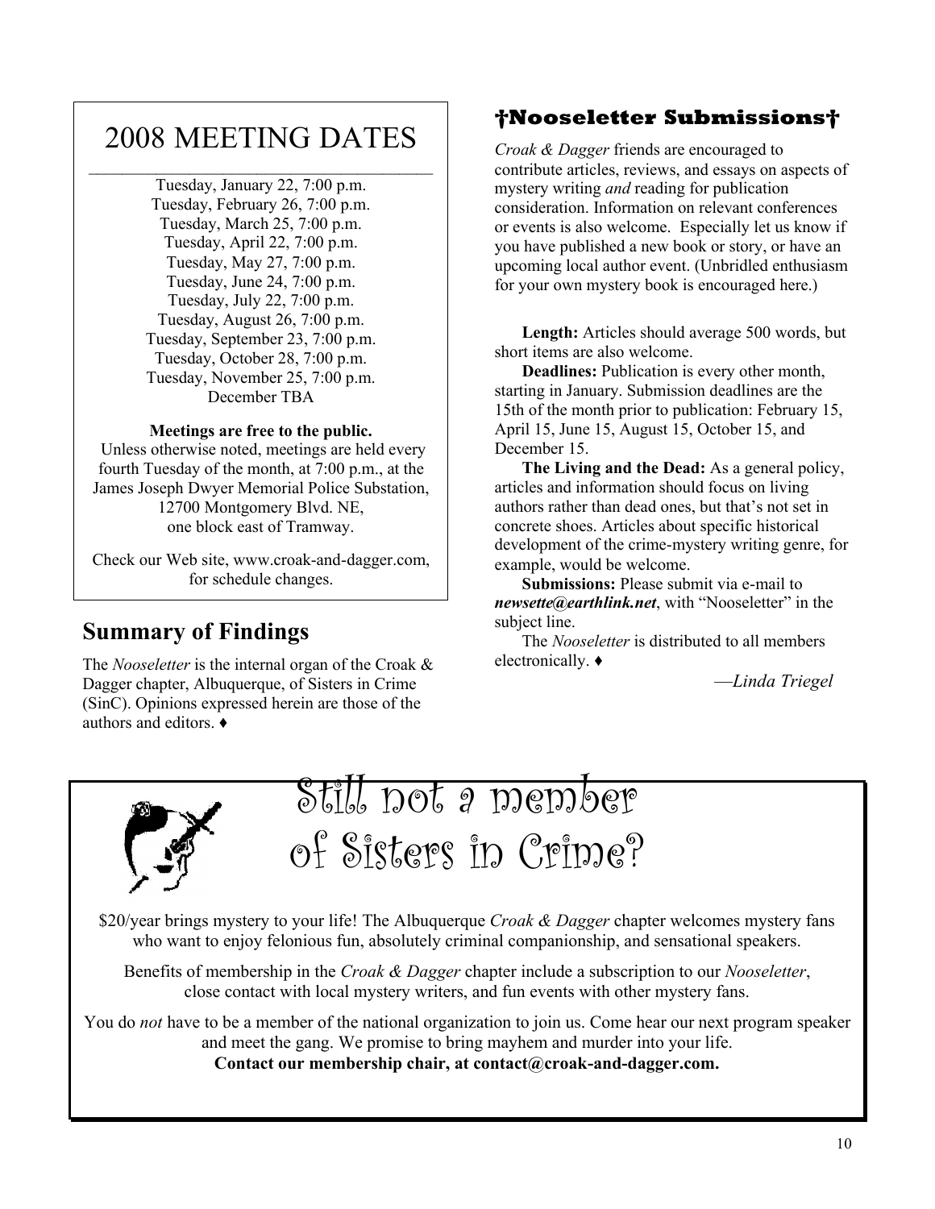## 2008 MEETING DATES

Tuesday, January 22, 7:00 p.m.
Tuesday, February 26, 7:00 p.m.
Tuesday, March 25, 7:00 p.m.
Tuesday, April 22, 7:00 p.m.
Tuesday, May 27, 7:00 p.m.
Tuesday, June 24, 7:00 p.m.
Tuesday, July 22, 7:00 p.m.
Tuesday, August 26, 7:00 p.m.
Tuesday, September 23, 7:00 p.m.
Tuesday, October 28, 7:00 p.m.
Tuesday, November 25, 7:00 p.m.
December TBA

**Meetings are free to the public.**
Unless otherwise noted, meetings are held every fourth Tuesday of the month, at 7:00 p.m., at the James Joseph Dwyer Memorial Police Substation, 12700 Montgomery Blvd. NE, one block east of Tramway.

Check our Web site, www.croak-and-dagger.com, for schedule changes.

## Summary of Findings

The *Nooseletter* is the internal organ of the Croak & Dagger chapter, Albuquerque, of Sisters in Crime (SinC). Opinions expressed herein are those of the authors and editors. ♦

## †Nooseletter Submissions†

*Croak & Dagger* friends are encouraged to contribute articles, reviews, and essays on aspects of mystery writing *and* reading for publication consideration. Information on relevant conferences or events is also welcome. Especially let us know if you have published a new book or story, or have an upcoming local author event. (Unbridled enthusiasm for your own mystery book is encouraged here.)

**Length:** Articles should average 500 words, but short items are also welcome.

**Deadlines:** Publication is every other month, starting in January. Submission deadlines are the 15th of the month prior to publication: February 15, April 15, June 15, August 15, October 15, and December 15.

**The Living and the Dead:** As a general policy, articles and information should focus on living authors rather than dead ones, but that's not set in concrete shoes. Articles about specific historical development of the crime-mystery writing genre, for example, would be welcome.

**Submissions:** Please submit via e-mail to ***newsette@earthlink.net***, with "Nooseletter" in the subject line.

The *Nooseletter* is distributed to all members electronically. ♦

*—Linda Triegel*

## Still not a member of Sisters in Crime?

$20/year brings mystery to your life! The Albuquerque *Croak & Dagger* chapter welcomes mystery fans who want to enjoy felonious fun, absolutely criminal companionship, and sensational speakers.

Benefits of membership in the *Croak & Dagger* chapter include a subscription to our *Nooseletter*, close contact with local mystery writers, and fun events with other mystery fans.

You do *not* have to be a member of the national organization to join us. Come hear our next program speaker and meet the gang. We promise to bring mayhem and murder into your life.
**Contact our membership chair, at contact@croak-and-dagger.com.**